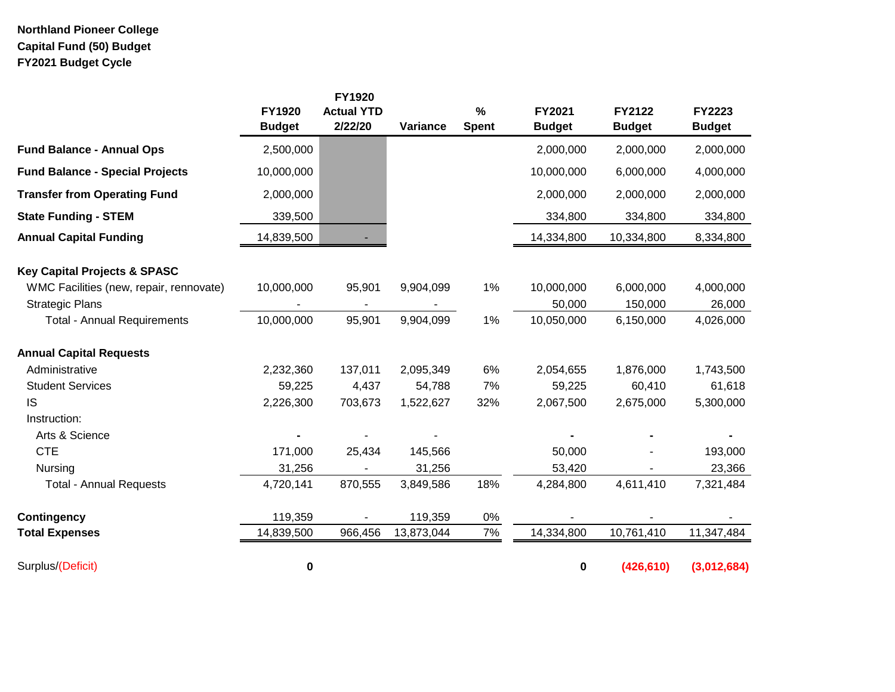**Northland Pioneer College**
**Capital Fund (50) Budget**
**FY2021 Budget Cycle**

| | FY1920 Budget | FY1920 Actual YTD 2/22/20 | Variance | % Spent | FY2021 Budget | FY2122 Budget | FY2223 Budget |
|---|---|---|---|---|---|---|---|
| **Fund Balance - Annual Ops** | 2,500,000 | | | | 2,000,000 | 2,000,000 | 2,000,000 |
| **Fund Balance - Special Projects** | 10,000,000 | | | | 10,000,000 | 6,000,000 | 4,000,000 |
| **Transfer from Operating Fund** | 2,000,000 | | | | 2,000,000 | 2,000,000 | 2,000,000 |
| **State Funding - STEM** | 339,500 | | | | 334,800 | 334,800 | 334,800 |
| **Annual Capital Funding** | 14,839,500 | - | | | 14,334,800 | 10,334,800 | 8,334,800 |
| | | | | | | | |
| **Key Capital Projects & SPASC** | | | | | | | |
| WMC Facilities (new, repair, rennovate) | 10,000,000 | 95,901 | 9,904,099 | 1% | 10,000,000 | 6,000,000 | 4,000,000 |
| Strategic Plans | - | - | - | | 50,000 | 150,000 | 26,000 |
| Total - Annual Requirements | 10,000,000 | 95,901 | 9,904,099 | 1% | 10,050,000 | 6,150,000 | 4,026,000 |
| | | | | | | | |
| **Annual Capital Requests** | | | | | | | |
| Administrative | 2,232,360 | 137,011 | 2,095,349 | 6% | 2,054,655 | 1,876,000 | 1,743,500 |
| Student Services | 59,225 | 4,437 | 54,788 | 7% | 59,225 | 60,410 | 61,618 |
| IS | 2,226,300 | 703,673 | 1,522,627 | 32% | 2,067,500 | 2,675,000 | 5,300,000 |
| Instruction: | | | | | | | |
| Arts & Science | - | - | - | | - | - | - |
| CTE | 171,000 | 25,434 | 145,566 | | 50,000 | - | 193,000 |
| Nursing | 31,256 | - | 31,256 | | 53,420 | - | 23,366 |
| Total - Annual Requests | 4,720,141 | 870,555 | 3,849,586 | 18% | 4,284,800 | 4,611,410 | 7,321,484 |
| | | | | | | | |
| **Contingency** | 119,359 | - | 119,359 | 0% | - | - | - |
| **Total Expenses** | 14,839,500 | 966,456 | 13,873,044 | 7% | 14,334,800 | 10,761,410 | 11,347,484 |
| | | | | | | | |
| Surplus/(Deficit) | **0** | | | | **0** | **(426,610)** | **(3,012,684)** |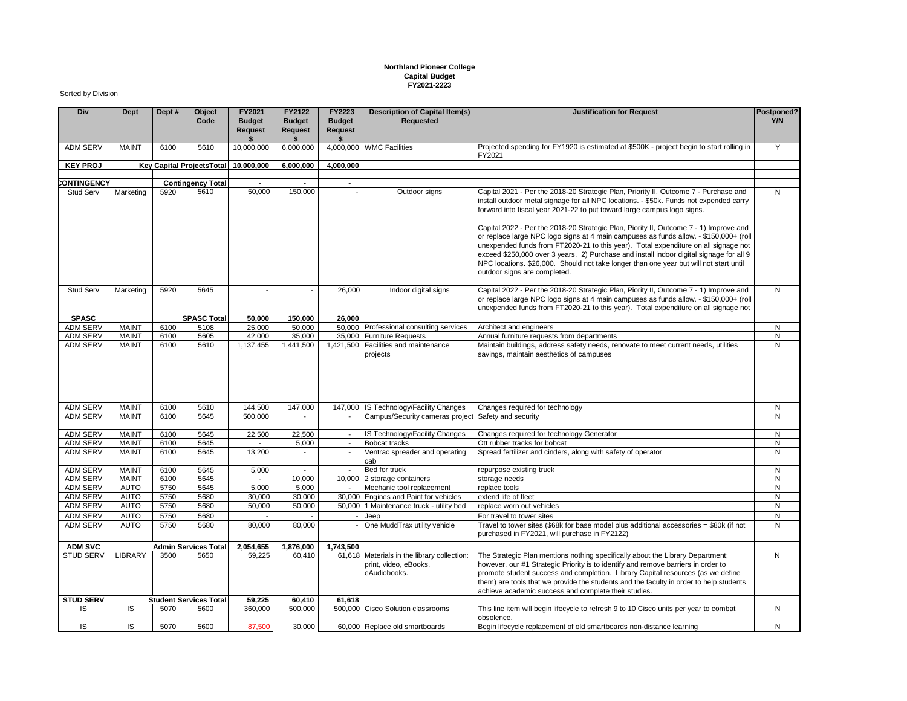**Northland Pioneer College**
**Capital Budget**
**FY2021-2223**

Sorted by Division

| Div | Dept | Dept # | Object Code | FY2021 Budget Request $ | FY2122 Budget Request $ | FY2223 Budget Request $ | Description of Capital Item(s) Requested | Justification for Request | Postponed? Y/N |
|---|---|---|---|---|---|---|---|---|---|
| ADM SERV | MAINT | 6100 | 5610 | 10,000,000 | 6,000,000 | 4,000,000 | WMC Facilities | Projected spending for FY1920 is estimated at $500K - project begin to start rolling in FY2021 | Y |
| **KEY PROJ** | | **Key Capital ProjectsTotal** | | **10,000,000** | **6,000,000** | **4,000,000** | | | |
| | | | | | | | | | |
| **CONTINGENCY** | | **Contingency Total** | | **-** | **-** | **-** | | | |
| Stud Serv | Marketing | 5920 | 5610 | 50,000 | 150,000 | - | Outdoor signs | Capital 2021 - Per the 2018-20 Strategic Plan, Priority II, Outcome 7 - Purchase and install outdoor metal signage for all NPC locations. - $50k. Funds not expended carry forward into fiscal year 2021-22 to put toward large campus logo signs.<br><br>Capital 2022 - Per the 2018-20 Strategic Plan, Piority II, Outcome 7 - 1) Improve and or replace large NPC logo signs at 4 main campuses as funds allow. - $150,000+ (roll unexpended funds from FT2020-21 to this year). Total expenditure on all signage not exceed $250,000 over 3 years. 2) Purchase and install indoor digital signage for all 9 NPC locations. $26,000. Should not take longer than one year but will not start until outdoor signs are completed. | N |
| Stud Serv | Marketing | 5920 | 5645 | - | - | 26,000 | Indoor digital signs | Capital 2022 - Per the 2018-20 Strategic Plan, Piority II, Outcome 7 - 1) Improve and or replace large NPC logo signs at 4 main campuses as funds allow. - $150,000+ (roll unexpended funds from FT2020-21 to this year). Total expenditure on all signage not | N |
| **SPASC** | | | **SPASC Total** | **50,000** | **150,000** | **26,000** | | | |
| ADM SERV | MAINT | 6100 | 5108 | 25,000 | 50,000 | 50,000 | Professional consulting services | Architect and engineers | N |
| ADM SERV | MAINT | 6100 | 5605 | 42,000 | 35,000 | 35,000 | Furniture Requests | Annual furniture requests from departments | N |
| ADM SERV | MAINT | 6100 | 5610 | 1,137,455 | 1,441,500 | 1,421,500 | Facilities and maintenance projects | Maintain buildings, address safety needs, renovate to meet current needs, utilities savings, maintain aesthetics of campuses | N |
| ADM SERV | MAINT | 6100 | 5610 | 144,500 | 147,000 | 147,000 | IS Technology/Facility Changes | Changes required for technology | N |
| ADM SERV | MAINT | 6100 | 5645 | 500,000 | - | - | Campus/Security cameras project | Safety and security | N |
| ADM SERV | MAINT | 6100 | 5645 | 22,500 | 22,500 | - | IS Technology/Facility Changes | Changes required for technology Generator | N |
| ADM SERV | MAINT | 6100 | 5645 | - | 5,000 | - | Bobcat tracks | Ott rubber tracks for bobcat | N |
| ADM SERV | MAINT | 6100 | 5645 | 13,200 | - | - | Ventrac spreader and operating cab | Spread fertilizer and cinders, along with safety of operator | N |
| ADM SERV | MAINT | 6100 | 5645 | 5,000 | - | - | Bed for truck | repurpose existing truck | N |
| ADM SERV | MAINT | 6100 | 5645 | - | 10,000 | 10,000 | 2 storage containers | storage needs | N |
| ADM SERV | AUTO | 5750 | 5645 | 5,000 | 5,000 | - | Mechanic tool replacement | replace tools | N |
| ADM SERV | AUTO | 5750 | 5680 | 30,000 | 30,000 | 30,000 | Engines and Paint for vehicles | extend life of fleet | N |
| ADM SERV | AUTO | 5750 | 5680 | 50,000 | 50,000 | 50,000 | 1 Maintenance truck - utility bed | replace worn out vehicles | N |
| ADM SERV | AUTO | 5750 | 5680 | - | - | - | Jeep | For travel to tower sites | N |
| ADM SERV | AUTO | 5750 | 5680 | 80,000 | 80,000 | - | One MuddTrax utility vehicle | Travel to tower sites ($68k for base model plus additional accessories = $80k (if not purchased in FY2021, will purchase in FY2122) | N |
| **ADM SVC** | | **Admin Services Total** | | **2,054,655** | **1,876,000** | **1,743,500** | | | |
| STUD SERV | LIBRARY | 3500 | 5650 | 59,225 | 60,410 | 61,618 | Materials in the library collection: print, video, eBooks, eAudiobooks. | The Strategic Plan mentions nothing specifically about the Library Department; however, our #1 Strategic Priority is to identify and remove barriers in order to promote student success and completion. Library Capital resources (as we define them) are tools that we provide the students and the faculty in order to help students achieve academic success and complete their studies. | N |
| **STUD SERV** | | **Student Services Total** | | **59,225** | **60,410** | **61,618** | | | |
| IS | IS | 5070 | 5600 | 360,000 | 500,000 | 500,000 | Cisco Solution classrooms | This line item will begin lifecycle to refresh 9 to 10 Cisco units per year to combat obsolence. | N |
| IS | IS | 5070 | 5600 | 87,500 | 30,000 | 60,000 | Replace old smartboards | Begin lifecycle replacement of old smartboards non-distance learning | N |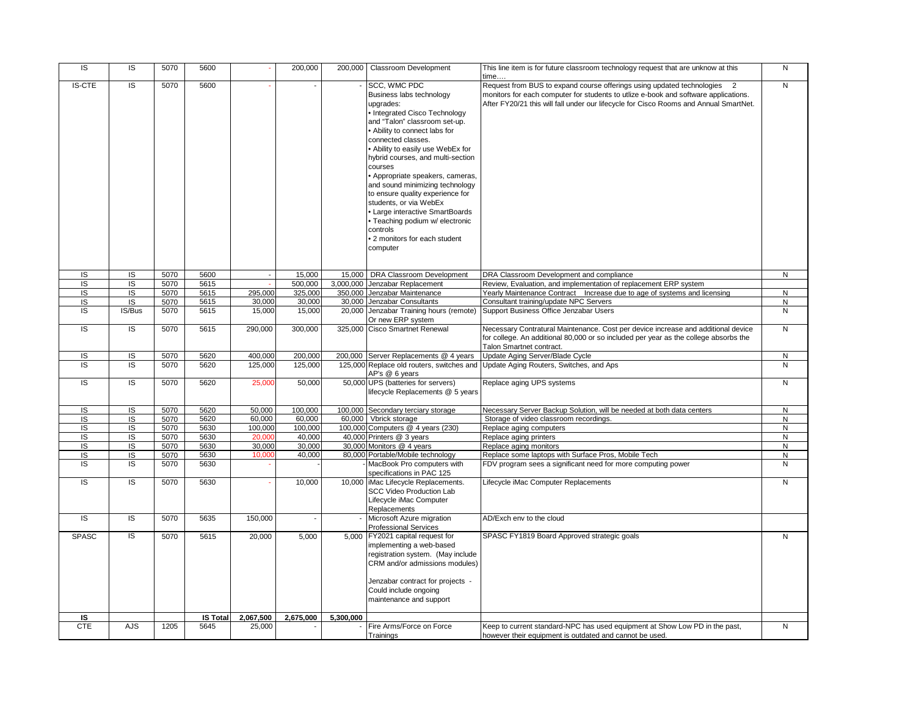| IS | IS | 5070 | 5600 | - | 200,000 | 200,000 | Classroom Development | This line item is for future classroom technology request that are unknow at this time…. | N |
|---|---|---|---|---|---|---|---|---|---|
| IS-CTE | IS | 5070 | 5600 | - | - | - | SCC, WMC PDC Business labs technology upgrades: • Integrated Cisco Technology and "Talon" classroom set-up. • Ability to connect labs for connected classes. • Ability to easily use WebEx for hybrid courses, and multi-section courses • Appropriate speakers, cameras, and sound minimizing technology to ensure quality experience for students, or via WebEx • Large interactive SmartBoards • Teaching podium w/ electronic controls • 2 monitors for each student computer | Request from BUS to expand course offerings using updated technologies 2 monitors for each computer for students to utlize e-book and software applications. After FY20/21 this will fall under our lifecycle for Cisco Rooms and Annual SmartNet. | N |
| IS | IS | 5070 | 5600 | - | 15,000 | 15,000 | DRA Classroom Development | DRA Classroom Development and compliance | N |
| IS | IS | 5070 | 5615 | - | 500,000 | 3,000,000 | Jenzabar Replacement | Review, Evaluation, and implementation of replacement ERP system | |
| IS | IS | 5070 | 5615 | 295,000 | 325,000 | 350,000 | Jenzabar Maintenance | Yearly Maintenance Contract Increase due to age of systems and licensing | N |
| IS | IS | 5070 | 5615 | 30,000 | 30,000 | 30,000 | Jenzabar Consultants | Consultant training/update NPC Servers | N |
| IS | IS/Bus | 5070 | 5615 | 15,000 | 15,000 | 20,000 | Jenzabar Training hours (remote) Or new ERP system | Support Business Office Jenzabar Users | N |
| IS | IS | 5070 | 5615 | 290,000 | 300,000 | 325,000 | Cisco Smartnet Renewal | Necessary Contratural Maintenance. Cost per device increase and additional device for college. An additional 80,000 or so included per year as the college absorbs the Talon Smartnet contract. | N |
| IS | IS | 5070 | 5620 | 400,000 | 200,000 | 200,000 | Server Replacements @ 4 years | Update Aging Server/Blade Cycle | N |
| IS | IS | 5070 | 5620 | 125,000 | 125,000 | 125,000 | Replace old routers, switches and AP's @ 6 years | Update Aging Routers, Switches, and Aps | N |
| IS | IS | 5070 | 5620 | 25,000 | 50,000 | 50,000 | UPS (batteries for servers) lifecycle Replacements @ 5 years | Replace aging UPS systems | N |
| IS | IS | 5070 | 5620 | 50,000 | 100,000 | 100,000 | Secondary terciary storage | Necessary Server Backup Solution, will be needed at both data centers | N |
| IS | IS | 5070 | 5620 | 60,000 | 60,000 | 60,000 | Vbrick storage | Storage of video classroom recordings. | N |
| IS | IS | 5070 | 5630 | 100,000 | 100,000 | 100,000 | Computers @ 4 years (230) | Replace aging computers | N |
| IS | IS | 5070 | 5630 | 20,000 | 40,000 | 40,000 | Printers @ 3 years | Replace aging printers | N |
| IS | IS | 5070 | 5630 | 30,000 | 30,000 | 30,000 | Monitors @ 4 years | Replace aging monitors | N |
| IS | IS | 5070 | 5630 | 10,000 | 40,000 | 80,000 | Portable/Mobile technology | Replace some laptops with Surface Pros, Mobile Tech | N |
| IS | IS | 5070 | 5630 | - | - | - | MacBook Pro computers with specifications in PAC 125 | FDV program sees a significant need for more computing power | N |
| IS | IS | 5070 | 5630 | - | 10,000 | 10,000 | iMac Lifecycle Replacements. SCC Video Production Lab Lifecycle iMac Computer Replacements | Lifecycle iMac Computer Replacements | N |
| IS | IS | 5070 | 5635 | 150,000 | - | - | Microsoft Azure migration Professional Services | AD/Exch env to the cloud | |
| SPASC | IS | 5070 | 5615 | 20,000 | 5,000 | 5,000 | FY2021 capital request for implementing a web-based registration system. (May include CRM and/or admissions modules) Jenzabar contract for projects - Could include ongoing maintenance and support | SPASC FY1819 Board Approved strategic goals | N |
| **IS** | | | **IS Total** | **2,067,500** | **2,675,000** | **5,300,000** | | | |
| CTE | AJS | 1205 | 5645 | 25,000 | - | - | Fire Arms/Force on Force Trainings | Keep to current standard-NPC has used equipment at Show Low PD in the past, however their equipment is outdated and cannot be used. | N |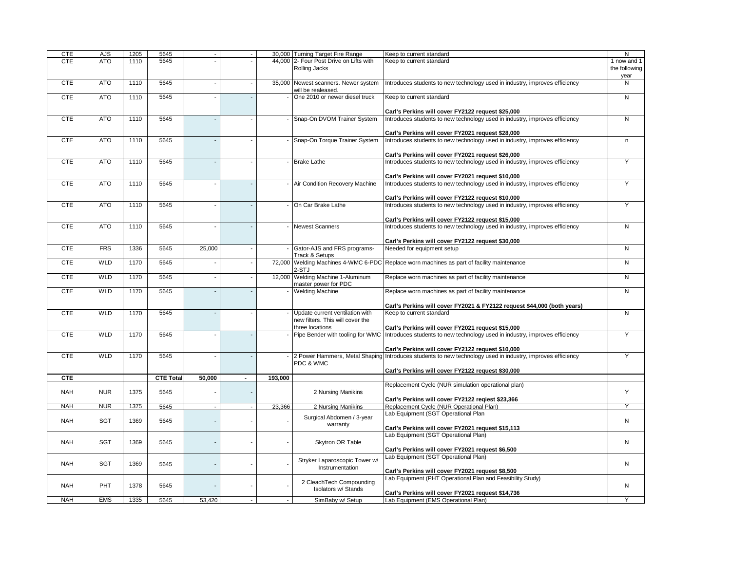| CTE | AJS | 1205 | 5645 | - | - | 30,000 | Turning Target Fire Range | Keep to current standard | N |
|---|---|---|---|---|---|---|---|---|---|
| CTE | ATO | 1110 | 5645 | - | - | 44,000 | 2- Four Post Drive on Lifts with Rolling Jacks | Keep to current standard | 1 now and 1 the following year |
| CTE | ATO | 1110 | 5645 | - | - | 35,000 | Newest scanners. Newer system will be realeased. | Introduces students to new technology used in industry, improves efficiency | N |
| CTE | ATO | 1110 | 5645 | - | - | - | One 2010 or newer diesel truck | Keep to current standard<br><br>**Carl's Perkins will cover FY2122 request $25,000** | N |
| CTE | ATO | 1110 | 5645 | - | - | - | Snap-On DVOM Trainer System | Introduces students to new technology used in industry, improves efficiency<br><br>**Carl's Perkins will cover FY2021 request $28,000** | N |
| CTE | ATO | 1110 | 5645 | - | - | - | Snap-On Torque Trainer System | Introduces students to new technology used in industry, improves efficiency<br><br>**Carl's Perkins will cover FY2021 request $26,000** | n |
| CTE | ATO | 1110 | 5645 | - | - | - | Brake Lathe | Introduces students to new technology used in industry, improves efficiency<br><br>**Carl's Perkins will cover FY2021 request $10,000** | Y |
| CTE | ATO | 1110 | 5645 | - | - | - | Air Condition Recovery Machine | Introduces students to new technology used in industry, improves efficiency<br><br>**Carl's Perkins will cover FY2122 request $10,000** | Y |
| CTE | ATO | 1110 | 5645 | - | - | - | On Car Brake Lathe | Introduces students to new technology used in industry, improves efficiency<br><br>**Carl's Perkins will cover FY2122 request $15,000** | Y |
| CTE | ATO | 1110 | 5645 | - | - | - | Newest Scanners | Introduces students to new technology used in industry, improves efficiency<br><br>**Carl's Perkins will cover FY2122 request $30,000** | N |
| CTE | FRS | 1336 | 5645 | 25,000 | - | - | Gator-AJS and FRS programs-Track & Setups | Needed for equipment setup | N |
| CTE | WLD | 1170 | 5645 | - | - | 72,000 | Welding Machines 4-WMC 6-PDC 2-STJ | Replace worn machines as part of facility maintenance | N |
| CTE | WLD | 1170 | 5645 | - | - | 12,000 | Welding Machine 1-Aluminum master power for PDC | Replace worn machines as part of facility maintenance | N |
| CTE | WLD | 1170 | 5645 | - | - | - | Welding Machine | Replace worn machines as part of facility maintenance<br><br>**Carl's Perkins will cover FY2021 & FY2122 request $44,000 (both years)** | N |
| CTE | WLD | 1170 | 5645 | - | - | - | Update current ventilation with new filters. This will cover the three locations | Keep to current standard<br><br>**Carl's Perkins will cover FY2021 request $15,000** | N |
| CTE | WLD | 1170 | 5645 | - | - | - | Pipe Bender with tooling for WMC | Introduces students to new technology used in industry, improves efficiency<br><br>**Carl's Perkins will cover FY2122 request $10,000** | Y |
| CTE | WLD | 1170 | 5645 | - | - | - | 2 Power Hammers, Metal Shaping PDC & WMC | Introduces students to new technology used in industry, improves efficiency<br><br>**Carl's Perkins will cover FY2122 request $30,000** | Y |
| **CTE** | | | **CTE Total** | **50,000** | **-** | **193,000** | | | |
| NAH | NUR | 1375 | 5645 | - | - | | 2 Nursing Manikins | Replacement Cycle (NUR simulation operational plan)<br><br>**Carl's Perkins will cover FY2122 reqiest $23,366** | Y |
| NAH | NUR | 1375 | 5645 | - | - | 23,366 | 2 Nursing Manikins | Replacement Cycle (NUR Operational Plan) | Y |
| NAH | SGT | 1369 | 5645 | - | - | - | Surgical Abdomen / 3-year warranty | Lab Equipment (SGT Operational Plan<br><br>**Carl's Perkins will cover FY2021 request $15,113** | N |
| NAH | SGT | 1369 | 5645 | - | - | - | Skytron OR Table | Lab Equipment (SGT Operational Plan)<br><br>**Carl's Perkins will cover FY2021 request $6,500** | N |
| NAH | SGT | 1369 | 5645 | - | - | - | Stryker Laparoscopic Tower w/ Instrumentation | Lab Equipment (SGT Operational Plan)<br><br>**Carl's Perkins will cover FY2021 request $8,500** | N |
| NAH | PHT | 1378 | 5645 | - | - | - | 2 CleachTech Compounding Isolators w/ Stands | Lab Equipment (PHT Operational Plan and Feasibility Study)<br><br>**Carl's Perkins will cover FY2021 request $14,736** | N |
| NAH | EMS | 1335 | 5645 | 53,420 | - | - | SimBaby w/ Setup | Lab Equipment (EMS Operational Plan) | Y |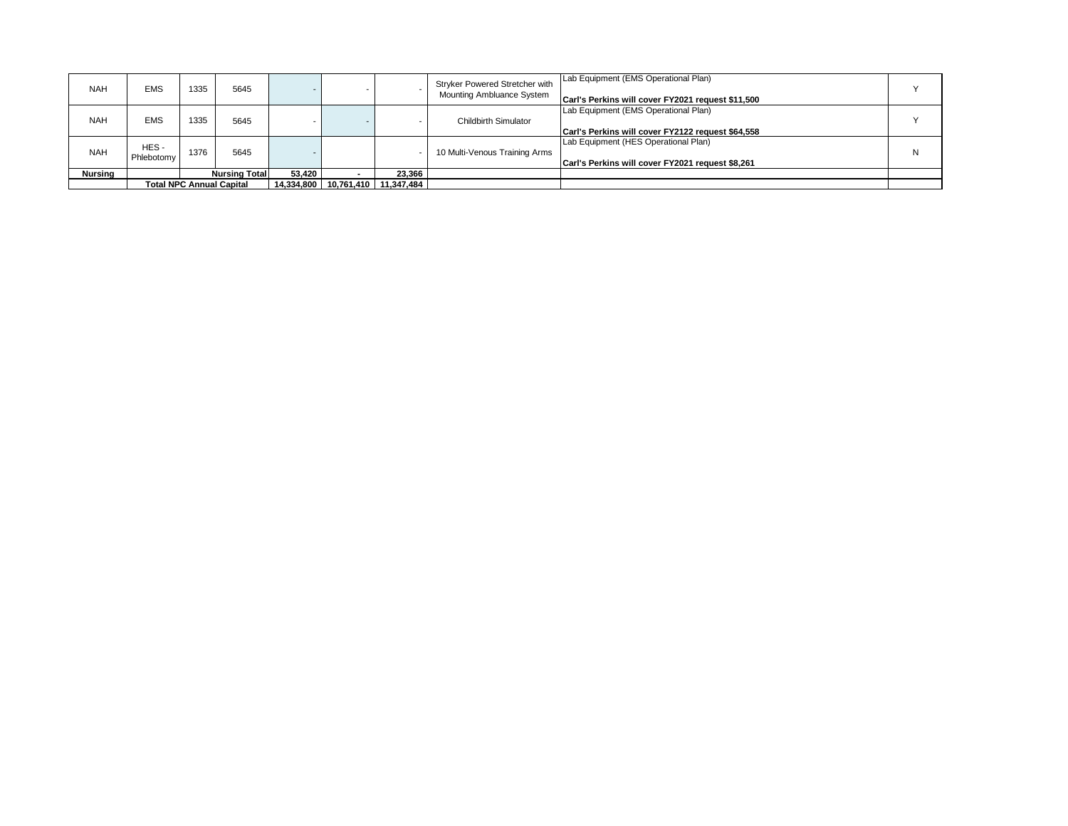| | | | | | | | | | |
|---|---|---|---|---|---|---|---|---|---|
| NAH | EMS | 1335 | 5645 | - | - | - | Stryker Powered Stretcher with Mounting Ambluance System | Lab Equipment (EMS Operational Plan)<br><br>**Carl's Perkins will cover FY2021 request $11,500** | Y |
| NAH | EMS | 1335 | 5645 | - | - | - | Childbirth Simulator | Lab Equipment (EMS Operational Plan)<br><br>**Carl's Perkins will cover FY2122 request $64,558** | Y |
| NAH | HES - Phlebotomy | 1376 | 5645 | - | | - | 10 Multi-Venous Training Arms | Lab Equipment (HES Operational Plan)<br><br>**Carl's Perkins will cover FY2021 request $8,261** | N |
| **Nursing** | | | **Nursing Total** | **53,420** | **-** | **23,366** | | | |
| | **Total NPC Annual Capital** | | | **14,334,800** | **10,761,410** | **11,347,484** | | | |